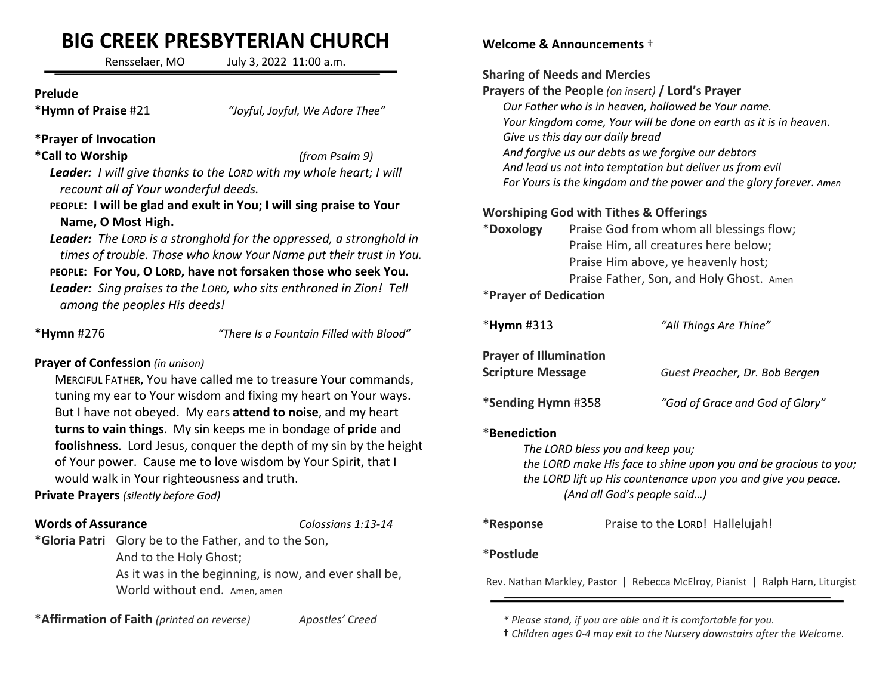# BIG CREEK PRESBYTERIAN CHURCH

Rensselaer, MO July 3, 2022 11:00 a.m.

**Prelude**

**\*Hymn of Praise** #21 *"Joyful, Joyful, We Adore Thee"*

**\*Prayer of Invocation**

**\*Call to Worship** *(from Psalm 9)*

***Leader:*** *I will give thanks to the LORD with my whole heart; I will recount all of Your wonderful deeds.*

**PEOPLE: I will be glad and exult in You; I will sing praise to Your Name, O Most High.**

***Leader:*** *The LORD is a stronghold for the oppressed, a stronghold in times of trouble. Those who know Your Name put their trust in You.*

**PEOPLE: For You, O LORD, have not forsaken those who seek You.**

***Leader:*** *Sing praises to the LORD, who sits enthroned in Zion! Tell among the peoples His deeds!*

**\*Hymn** #276 *"There Is a Fountain Filled with Blood"*

**Prayer of Confession** *(in unison)*

MERCIFUL FATHER, You have called me to treasure Your commands, tuning my ear to Your wisdom and fixing my heart on Your ways. But I have not obeyed. My ears **attend to noise**, and my heart **turns to vain things**. My sin keeps me in bondage of **pride** and **foolishness**. Lord Jesus, conquer the depth of my sin by the height of Your power. Cause me to love wisdom by Your Spirit, that I would walk in Your righteousness and truth.

**Private Prayers** *(silently before God)*

**Words of Assurance** *Colossians 1:13-14*

**\*Gloria Patri** Glory be to the Father, and to the Son,
And to the Holy Ghost;
As it was in the beginning, is now, and ever shall be,
World without end. Amen, amen

**\*Affirmation of Faith** *(printed on reverse)* *Apostles' Creed*

**Welcome & Announcements** †

**Sharing of Needs and Mercies**

**Prayers of the People** *(on insert)* **/ Lord's Prayer**

*Our Father who is in heaven, hallowed be Your name.*
*Your kingdom come, Your will be done on earth as it is in heaven.*
*Give us this day our daily bread*
*And forgive us our debts as we forgive our debtors*
*And lead us not into temptation but deliver us from evil*
*For Yours is the kingdom and the power and the glory forever. Amen*

**Worshiping God with Tithes & Offerings**

\***Doxology** Praise God from whom all blessings flow;
Praise Him, all creatures here below;
Praise Him above, ye heavenly host;
Praise Father, Son, and Holy Ghost. Amen

\***Prayer of Dedication**

**\*Hymn** #313 *"All Things Are Thine"*

**Prayer of Illumination**

**Scripture Message** *Guest Preacher, Dr. Bob Bergen*

**\*Sending Hymn** #358 *"God of Grace and God of Glory"*

**\*Benediction**

*The LORD bless you and keep you;*
*the LORD make His face to shine upon you and be gracious to you;*
*the LORD lift up His countenance upon you and give you peace.*
*(And all God's people said…)*

**\*Response** Praise to the LORD! Hallelujah!

**\*Postlude**

Rev. Nathan Markley, Pastor | Rebecca McElroy, Pianist | Ralph Harn, Liturgist

*\* Please stand, if you are able and it is comfortable for you.*

*† Children ages 0-4 may exit to the Nursery downstairs after the Welcome.*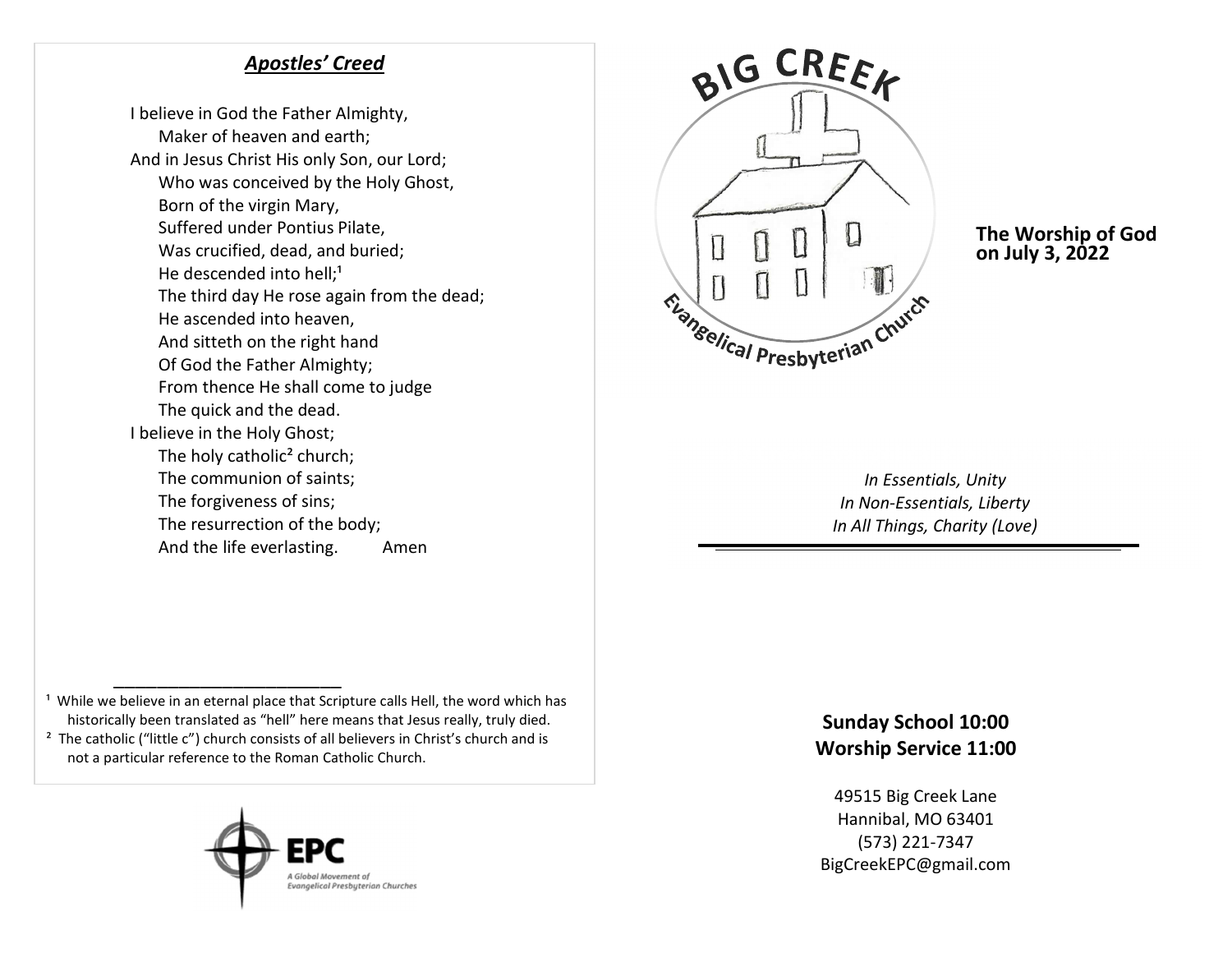## *Apostles' Creed*

I believe in God the Father Almighty,
Maker of heaven and earth;
And in Jesus Christ His only Son, our Lord;
Who was conceived by the Holy Ghost,
Born of the virgin Mary,
Suffered under Pontius Pilate,
Was crucified, dead, and buried;
He descended into hell;[1]
The third day He rose again from the dead;
He ascended into heaven,
And sitteth on the right hand
Of God the Father Almighty;
From thence He shall come to judge
The quick and the dead.
I believe in the Holy Ghost;
The holy catholic[2] church;
The communion of saints;
The forgiveness of sins;
The resurrection of the body;
And the life everlasting. Amen

---

[1] While we believe in an eternal place that Scripture calls Hell, the word which has historically been translated as "hell" here means that Jesus really, truly died.

[2] The catholic ("little c") church consists of all believers in Christ's church and is not a particular reference to the Roman Catholic Church.

EPC
A Global Movement of Evangelical Presbyterian Churches

BIG CREEK
Evangelical Presbyterian Church

**The Worship of God on July 3, 2022**

*In Essentials, Unity*
*In Non-Essentials, Liberty*
*In All Things, Charity (Love)*

---

**Sunday School 10:00**
**Worship Service 11:00**

49515 Big Creek Lane
Hannibal, MO 63401
(573) 221-7347
BigCreekEPC@gmail.com